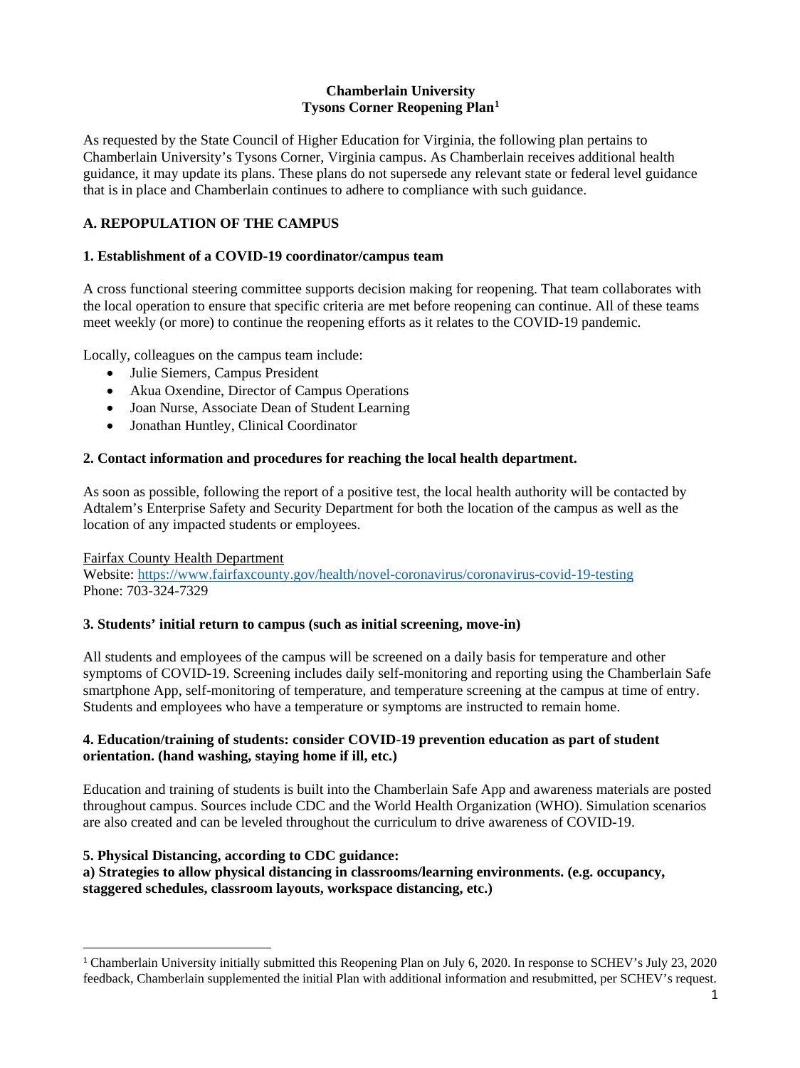# Chamberlain University
## Tysons Corner Reopening Plan[1]

As requested by the State Council of Higher Education for Virginia, the following plan pertains to Chamberlain University's Tysons Corner, Virginia campus. As Chamberlain receives additional health guidance, it may update its plans. These plans do not supersede any relevant state or federal level guidance that is in place and Chamberlain continues to adhere to compliance with such guidance.

## A. REPOPULATION OF THE CAMPUS

### 1. Establishment of a COVID-19 coordinator/campus team

A cross functional steering committee supports decision making for reopening. That team collaborates with the local operation to ensure that specific criteria are met before reopening can continue. All of these teams meet weekly (or more) to continue the reopening efforts as it relates to the COVID-19 pandemic.

Locally, colleagues on the campus team include:

- Julie Siemers, Campus President
- Akua Oxendine, Director of Campus Operations
- Joan Nurse, Associate Dean of Student Learning
- Jonathan Huntley, Clinical Coordinator

### 2. Contact information and procedures for reaching the local health department.

As soon as possible, following the report of a positive test, the local health authority will be contacted by Adtalem's Enterprise Safety and Security Department for both the location of the campus as well as the location of any impacted students or employees.

Fairfax County Health Department
Website: https://www.fairfaxcounty.gov/health/novel-coronavirus/coronavirus-covid-19-testing
Phone: 703-324-7329

### 3. Students' initial return to campus (such as initial screening, move-in)

All students and employees of the campus will be screened on a daily basis for temperature and other symptoms of COVID-19. Screening includes daily self-monitoring and reporting using the Chamberlain Safe smartphone App, self-monitoring of temperature, and temperature screening at the campus at time of entry. Students and employees who have a temperature or symptoms are instructed to remain home.

### 4. Education/training of students: consider COVID-19 prevention education as part of student orientation. (hand washing, staying home if ill, etc.)

Education and training of students is built into the Chamberlain Safe App and awareness materials are posted throughout campus. Sources include CDC and the World Health Organization (WHO). Simulation scenarios are also created and can be leveled throughout the curriculum to drive awareness of COVID-19.

### 5. Physical Distancing, according to CDC guidance:

**a) Strategies to allow physical distancing in classrooms/learning environments. (e.g. occupancy, staggered schedules, classroom layouts, workspace distancing, etc.)**

---

[1] Chamberlain University initially submitted this Reopening Plan on July 6, 2020. In response to SCHEV's July 23, 2020 feedback, Chamberlain supplemented the initial Plan with additional information and resubmitted, per SCHEV's request.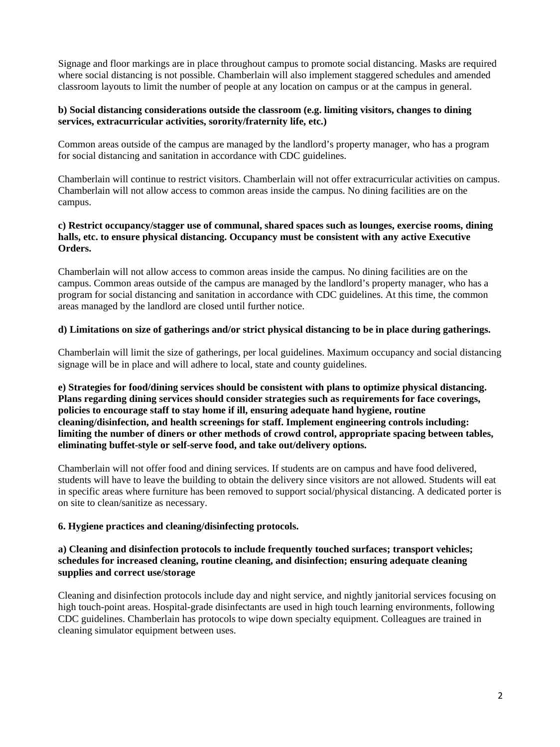Signage and floor markings are in place throughout campus to promote social distancing. Masks are required where social distancing is not possible. Chamberlain will also implement staggered schedules and amended classroom layouts to limit the number of people at any location on campus or at the campus in general.

**b) Social distancing considerations outside the classroom (e.g. limiting visitors, changes to dining services, extracurricular activities, sorority/fraternity life, etc.)**

Common areas outside of the campus are managed by the landlord's property manager, who has a program for social distancing and sanitation in accordance with CDC guidelines.

Chamberlain will continue to restrict visitors. Chamberlain will not offer extracurricular activities on campus. Chamberlain will not allow access to common areas inside the campus. No dining facilities are on the campus.

**c) Restrict occupancy/stagger use of communal, shared spaces such as lounges, exercise rooms, dining halls, etc. to ensure physical distancing. Occupancy must be consistent with any active Executive Orders.**

Chamberlain will not allow access to common areas inside the campus. No dining facilities are on the campus. Common areas outside of the campus are managed by the landlord's property manager, who has a program for social distancing and sanitation in accordance with CDC guidelines. At this time, the common areas managed by the landlord are closed until further notice.

**d) Limitations on size of gatherings and/or strict physical distancing to be in place during gatherings.**

Chamberlain will limit the size of gatherings, per local guidelines. Maximum occupancy and social distancing signage will be in place and will adhere to local, state and county guidelines.

**e) Strategies for food/dining services should be consistent with plans to optimize physical distancing. Plans regarding dining services should consider strategies such as requirements for face coverings, policies to encourage staff to stay home if ill, ensuring adequate hand hygiene, routine cleaning/disinfection, and health screenings for staff. Implement engineering controls including: limiting the number of diners or other methods of crowd control, appropriate spacing between tables, eliminating buffet-style or self-serve food, and take out/delivery options.**

Chamberlain will not offer food and dining services. If students are on campus and have food delivered, students will have to leave the building to obtain the delivery since visitors are not allowed. Students will eat in specific areas where furniture has been removed to support social/physical distancing. A dedicated porter is on site to clean/sanitize as necessary.

**6. Hygiene practices and cleaning/disinfecting protocols.**

**a) Cleaning and disinfection protocols to include frequently touched surfaces; transport vehicles; schedules for increased cleaning, routine cleaning, and disinfection; ensuring adequate cleaning supplies and correct use/storage**

Cleaning and disinfection protocols include day and night service, and nightly janitorial services focusing on high touch-point areas. Hospital-grade disinfectants are used in high touch learning environments, following CDC guidelines. Chamberlain has protocols to wipe down specialty equipment. Colleagues are trained in cleaning simulator equipment between uses.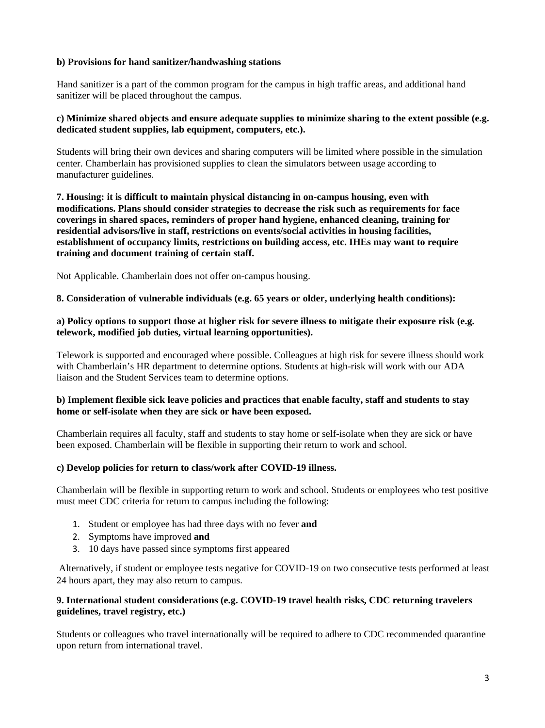**b) Provisions for hand sanitizer/handwashing stations**

Hand sanitizer is a part of the common program for the campus in high traffic areas, and additional hand sanitizer will be placed throughout the campus.

**c) Minimize shared objects and ensure adequate supplies to minimize sharing to the extent possible (e.g. dedicated student supplies, lab equipment, computers, etc.).**

Students will bring their own devices and sharing computers will be limited where possible in the simulation center. Chamberlain has provisioned supplies to clean the simulators between usage according to manufacturer guidelines.

**7. Housing: it is difficult to maintain physical distancing in on-campus housing, even with modifications. Plans should consider strategies to decrease the risk such as requirements for face coverings in shared spaces, reminders of proper hand hygiene, enhanced cleaning, training for residential advisors/live in staff, restrictions on events/social activities in housing facilities, establishment of occupancy limits, restrictions on building access, etc. IHEs may want to require training and document training of certain staff.**

Not Applicable. Chamberlain does not offer on-campus housing.

**8. Consideration of vulnerable individuals (e.g. 65 years or older, underlying health conditions):**

**a) Policy options to support those at higher risk for severe illness to mitigate their exposure risk (e.g. telework, modified job duties, virtual learning opportunities).**

Telework is supported and encouraged where possible. Colleagues at high risk for severe illness should work with Chamberlain's HR department to determine options. Students at high-risk will work with our ADA liaison and the Student Services team to determine options.

**b) Implement flexible sick leave policies and practices that enable faculty, staff and students to stay home or self-isolate when they are sick or have been exposed.**

Chamberlain requires all faculty, staff and students to stay home or self-isolate when they are sick or have been exposed. Chamberlain will be flexible in supporting their return to work and school.

**c) Develop policies for return to class/work after COVID-19 illness.**

Chamberlain will be flexible in supporting return to work and school. Students or employees who test positive must meet CDC criteria for return to campus including the following:

1. Student or employee has had three days with no fever **and**
2. Symptoms have improved **and**
3. 10 days have passed since symptoms first appeared

Alternatively, if student or employee tests negative for COVID-19 on two consecutive tests performed at least 24 hours apart, they may also return to campus.

**9. International student considerations (e.g. COVID-19 travel health risks, CDC returning travelers guidelines, travel registry, etc.)**

Students or colleagues who travel internationally will be required to adhere to CDC recommended quarantine upon return from international travel.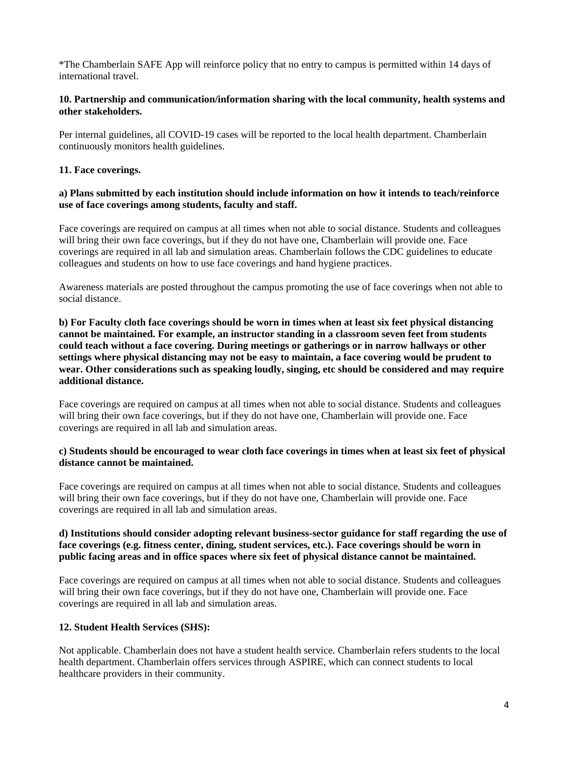*The Chamberlain SAFE App will reinforce policy that no entry to campus is permitted within 14 days of international travel.

**10. Partnership and communication/information sharing with the local community, health systems and other stakeholders.**

Per internal guidelines, all COVID-19 cases will be reported to the local health department. Chamberlain continuously monitors health guidelines.

**11. Face coverings.**

**a) Plans submitted by each institution should include information on how it intends to teach/reinforce use of face coverings among students, faculty and staff.**

Face coverings are required on campus at all times when not able to social distance. Students and colleagues will bring their own face coverings, but if they do not have one, Chamberlain will provide one. Face coverings are required in all lab and simulation areas. Chamberlain follows the CDC guidelines to educate colleagues and students on how to use face coverings and hand hygiene practices.

Awareness materials are posted throughout the campus promoting the use of face coverings when not able to social distance.

**b) For Faculty cloth face coverings should be worn in times when at least six feet physical distancing cannot be maintained. For example, an instructor standing in a classroom seven feet from students could teach without a face covering. During meetings or gatherings or in narrow hallways or other settings where physical distancing may not be easy to maintain, a face covering would be prudent to wear. Other considerations such as speaking loudly, singing, etc should be considered and may require additional distance.**

Face coverings are required on campus at all times when not able to social distance. Students and colleagues will bring their own face coverings, but if they do not have one, Chamberlain will provide one. Face coverings are required in all lab and simulation areas.

**c) Students should be encouraged to wear cloth face coverings in times when at least six feet of physical distance cannot be maintained.**

Face coverings are required on campus at all times when not able to social distance. Students and colleagues will bring their own face coverings, but if they do not have one, Chamberlain will provide one. Face coverings are required in all lab and simulation areas.

**d) Institutions should consider adopting relevant business-sector guidance for staff regarding the use of face coverings (e.g. fitness center, dining, student services, etc.). Face coverings should be worn in public facing areas and in office spaces where six feet of physical distance cannot be maintained.**

Face coverings are required on campus at all times when not able to social distance. Students and colleagues will bring their own face coverings, but if they do not have one, Chamberlain will provide one. Face coverings are required in all lab and simulation areas.

**12. Student Health Services (SHS):**

Not applicable. Chamberlain does not have a student health service. Chamberlain refers students to the local health department. Chamberlain offers services through ASPIRE, which can connect students to local healthcare providers in their community.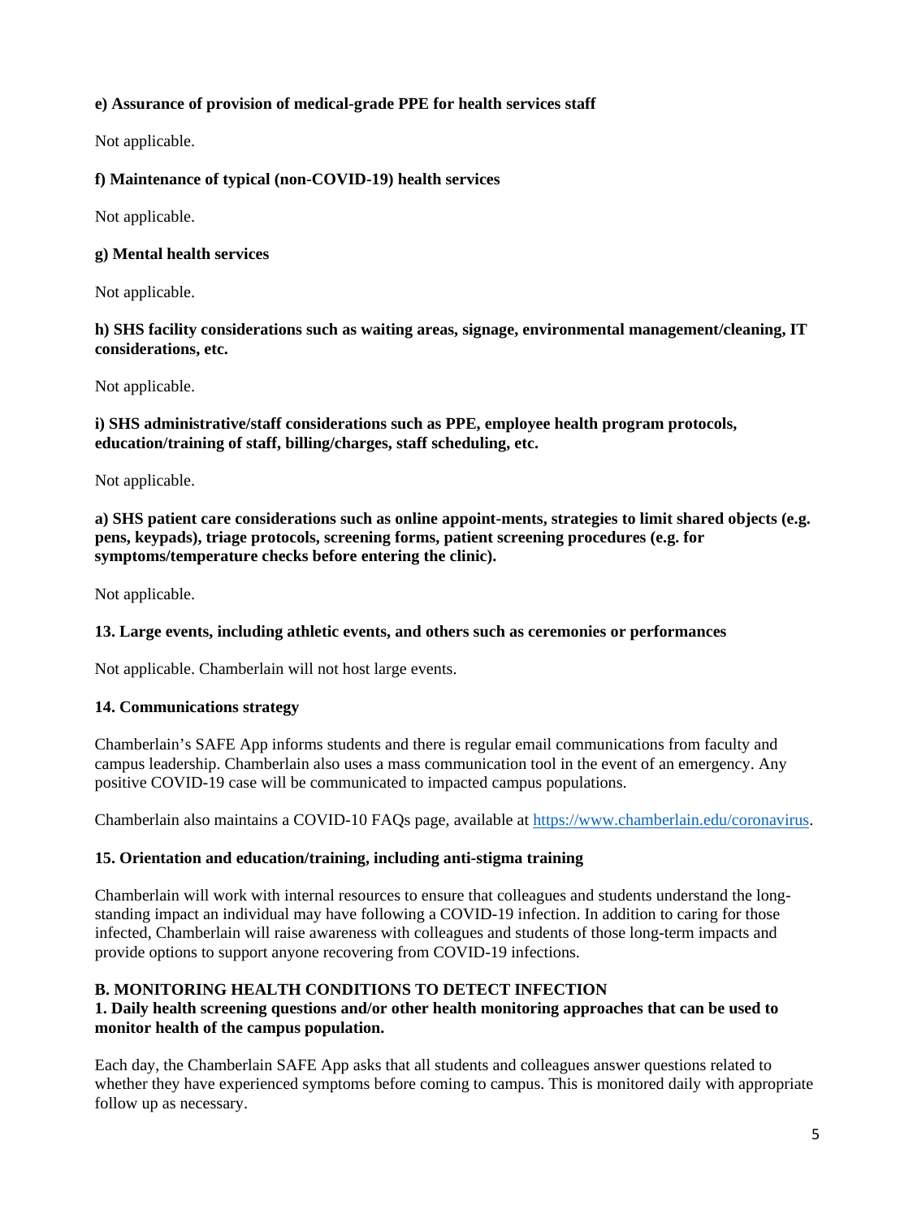**e) Assurance of provision of medical-grade PPE for health services staff**

Not applicable.

**f) Maintenance of typical (non-COVID-19) health services**

Not applicable.

**g) Mental health services**

Not applicable.

**h) SHS facility considerations such as waiting areas, signage, environmental management/cleaning, IT considerations, etc.**

Not applicable.

**i) SHS administrative/staff considerations such as PPE, employee health program protocols, education/training of staff, billing/charges, staff scheduling, etc.**

Not applicable.

**a) SHS patient care considerations such as online appoint-ments, strategies to limit shared objects (e.g. pens, keypads), triage protocols, screening forms, patient screening procedures (e.g. for symptoms/temperature checks before entering the clinic).**

Not applicable.

**13. Large events, including athletic events, and others such as ceremonies or performances**

Not applicable. Chamberlain will not host large events.

**14. Communications strategy**

Chamberlain's SAFE App informs students and there is regular email communications from faculty and campus leadership. Chamberlain also uses a mass communication tool in the event of an emergency. Any positive COVID-19 case will be communicated to impacted campus populations.

Chamberlain also maintains a COVID-10 FAQs page, available at [https://www.chamberlain.edu/coronavirus](https://www.chamberlain.edu/coronavirus).

**15. Orientation and education/training, including anti-stigma training**

Chamberlain will work with internal resources to ensure that colleagues and students understand the long-standing impact an individual may have following a COVID-19 infection. In addition to caring for those infected, Chamberlain will raise awareness with colleagues and students of those long-term impacts and provide options to support anyone recovering from COVID-19 infections.

## B. MONITORING HEALTH CONDITIONS TO DETECT INFECTION

**1. Daily health screening questions and/or other health monitoring approaches that can be used to monitor health of the campus population.**

Each day, the Chamberlain SAFE App asks that all students and colleagues answer questions related to whether they have experienced symptoms before coming to campus. This is monitored daily with appropriate follow up as necessary.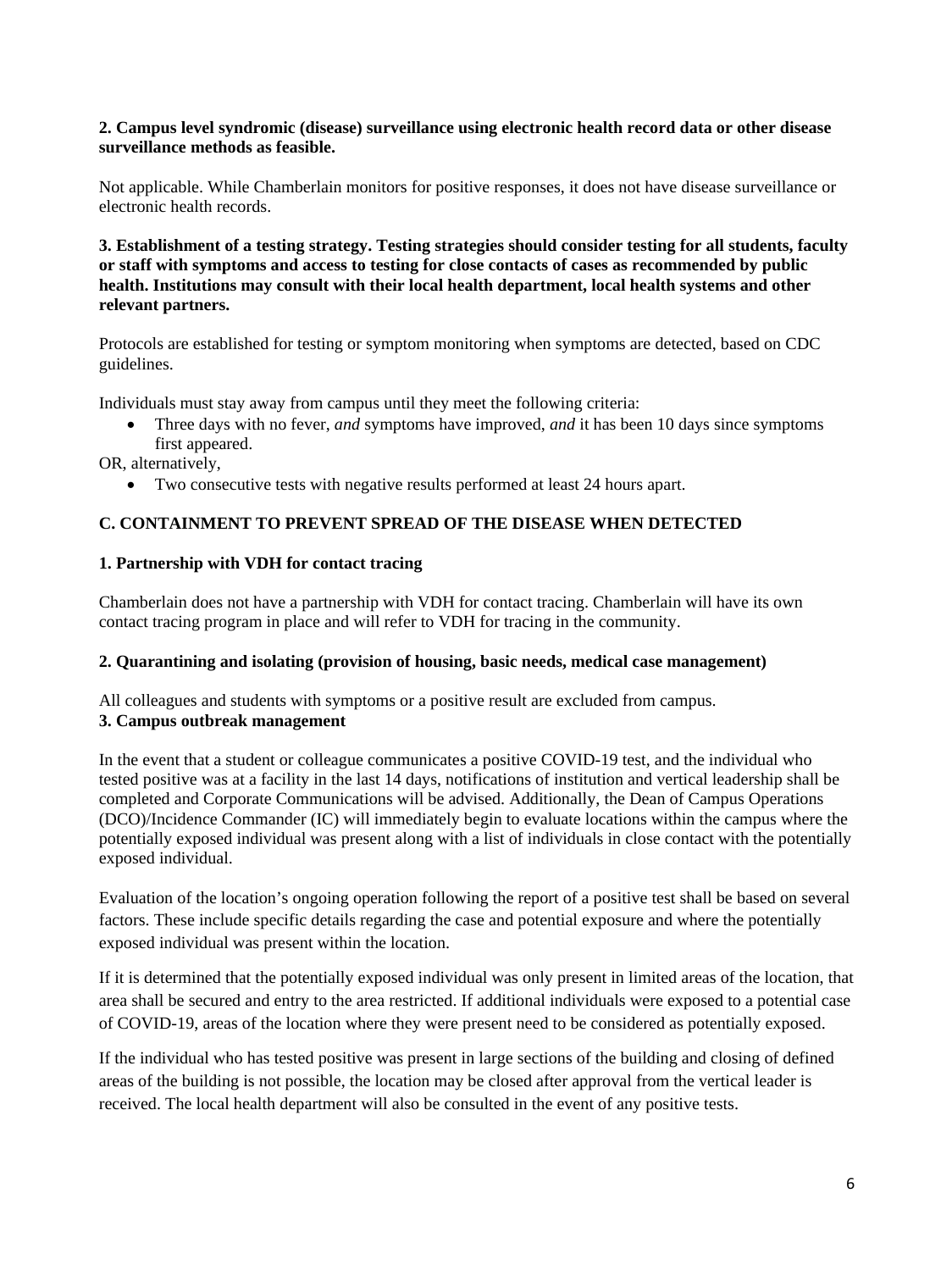**2. Campus level syndromic (disease) surveillance using electronic health record data or other disease surveillance methods as feasible.**

Not applicable. While Chamberlain monitors for positive responses, it does not have disease surveillance or electronic health records.

**3. Establishment of a testing strategy. Testing strategies should consider testing for all students, faculty or staff with symptoms and access to testing for close contacts of cases as recommended by public health. Institutions may consult with their local health department, local health systems and other relevant partners.**

Protocols are established for testing or symptom monitoring when symptoms are detected, based on CDC guidelines.

Individuals must stay away from campus until they meet the following criteria:

- Three days with no fever, *and* symptoms have improved, *and* it has been 10 days since symptoms first appeared.

OR, alternatively,

- Two consecutive tests with negative results performed at least 24 hours apart.

## C. CONTAINMENT TO PREVENT SPREAD OF THE DISEASE WHEN DETECTED

**1. Partnership with VDH for contact tracing**

Chamberlain does not have a partnership with VDH for contact tracing. Chamberlain will have its own contact tracing program in place and will refer to VDH for tracing in the community.

**2. Quarantining and isolating (provision of housing, basic needs, medical case management)**

All colleagues and students with symptoms or a positive result are excluded from campus.

**3. Campus outbreak management**

In the event that a student or colleague communicates a positive COVID-19 test, and the individual who tested positive was at a facility in the last 14 days, notifications of institution and vertical leadership shall be completed and Corporate Communications will be advised. Additionally, the Dean of Campus Operations (DCO)/Incidence Commander (IC) will immediately begin to evaluate locations within the campus where the potentially exposed individual was present along with a list of individuals in close contact with the potentially exposed individual.

Evaluation of the location's ongoing operation following the report of a positive test shall be based on several factors. These include specific details regarding the case and potential exposure and where the potentially exposed individual was present within the location.

If it is determined that the potentially exposed individual was only present in limited areas of the location, that area shall be secured and entry to the area restricted. If additional individuals were exposed to a potential case of COVID-19, areas of the location where they were present need to be considered as potentially exposed.

If the individual who has tested positive was present in large sections of the building and closing of defined areas of the building is not possible, the location may be closed after approval from the vertical leader is received. The local health department will also be consulted in the event of any positive tests.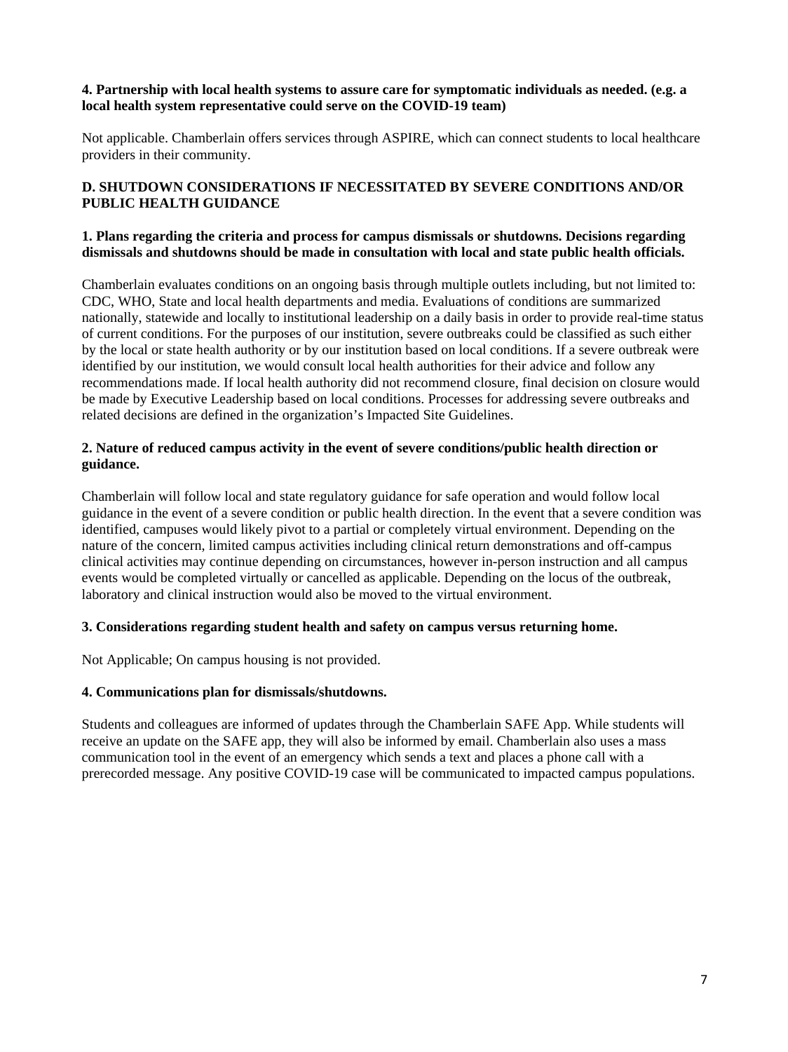**4. Partnership with local health systems to assure care for symptomatic individuals as needed. (e.g. a local health system representative could serve on the COVID-19 team)**

Not applicable. Chamberlain offers services through ASPIRE, which can connect students to local healthcare providers in their community.

### D. SHUTDOWN CONSIDERATIONS IF NECESSITATED BY SEVERE CONDITIONS AND/OR PUBLIC HEALTH GUIDANCE

**1. Plans regarding the criteria and process for campus dismissals or shutdowns. Decisions regarding dismissals and shutdowns should be made in consultation with local and state public health officials.**

Chamberlain evaluates conditions on an ongoing basis through multiple outlets including, but not limited to: CDC, WHO, State and local health departments and media. Evaluations of conditions are summarized nationally, statewide and locally to institutional leadership on a daily basis in order to provide real-time status of current conditions. For the purposes of our institution, severe outbreaks could be classified as such either by the local or state health authority or by our institution based on local conditions. If a severe outbreak were identified by our institution, we would consult local health authorities for their advice and follow any recommendations made. If local health authority did not recommend closure, final decision on closure would be made by Executive Leadership based on local conditions. Processes for addressing severe outbreaks and related decisions are defined in the organization's Impacted Site Guidelines.

**2. Nature of reduced campus activity in the event of severe conditions/public health direction or guidance.**

Chamberlain will follow local and state regulatory guidance for safe operation and would follow local guidance in the event of a severe condition or public health direction. In the event that a severe condition was identified, campuses would likely pivot to a partial or completely virtual environment. Depending on the nature of the concern, limited campus activities including clinical return demonstrations and off-campus clinical activities may continue depending on circumstances, however in-person instruction and all campus events would be completed virtually or cancelled as applicable. Depending on the locus of the outbreak, laboratory and clinical instruction would also be moved to the virtual environment.

**3. Considerations regarding student health and safety on campus versus returning home.**

Not Applicable; On campus housing is not provided.

**4. Communications plan for dismissals/shutdowns.**

Students and colleagues are informed of updates through the Chamberlain SAFE App. While students will receive an update on the SAFE app, they will also be informed by email. Chamberlain also uses a mass communication tool in the event of an emergency which sends a text and places a phone call with a prerecorded message. Any positive COVID-19 case will be communicated to impacted campus populations.